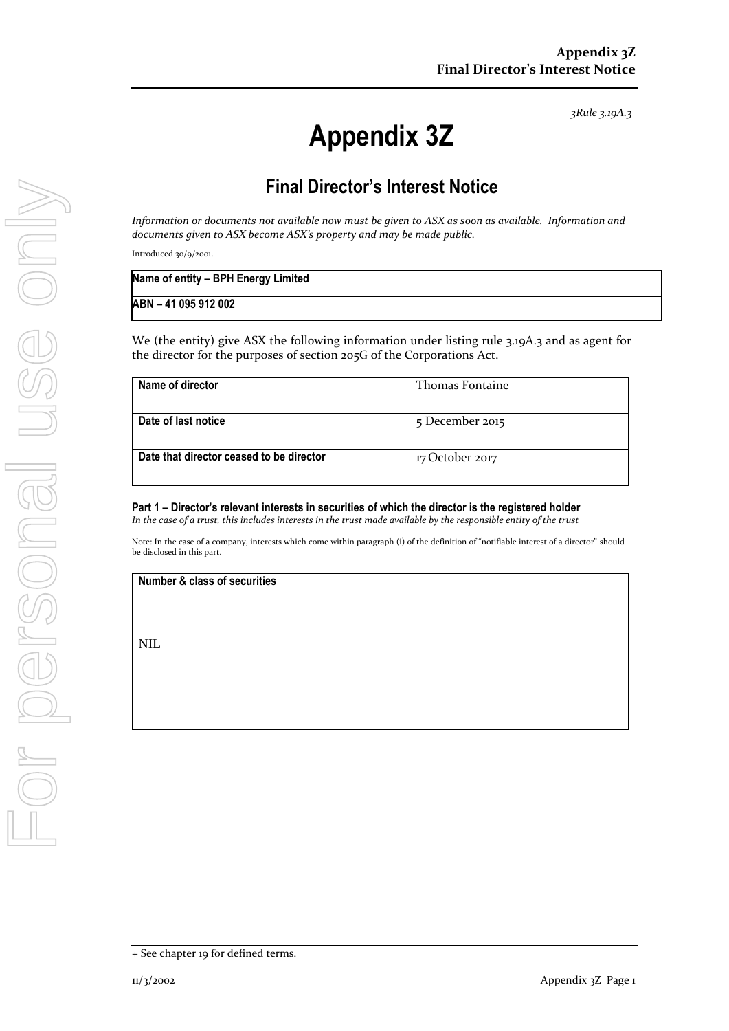*3Rule 3.19A.3*

# Appendix 3Z

## Final Director's Interest Notice

*Information or documents not available now must be given to ASX as soon as available. Information and documents given to ASX become ASX's property and may be made public.*

Introduced 30/9/2001.

| **Name of entity – BPH Energy Limited** |
| --- |
| **ABN – 41 095 912 002** |

We (the entity) give ASX the following information under listing rule 3.19A.3 and as agent for the director for the purposes of section 205G of the Corporations Act.

| | |
| --- | --- |
| **Name of director** | Thomas Fontaine |
| **Date of last notice** | 5 December 2015 |
| **Date that director ceased to be director** | 17 October 2017 |

**Part 1 – Director's relevant interests in securities of which the director is the registered holder**
*In the case of a trust, this includes interests in the trust made available by the responsible entity of the trust*

Note: In the case of a company, interests which come within paragraph (i) of the definition of "notifiable interest of a director" should be disclosed in this part.

| **Number & class of securities** |
| --- |
| NIL |

+ See chapter 19 for defined terms.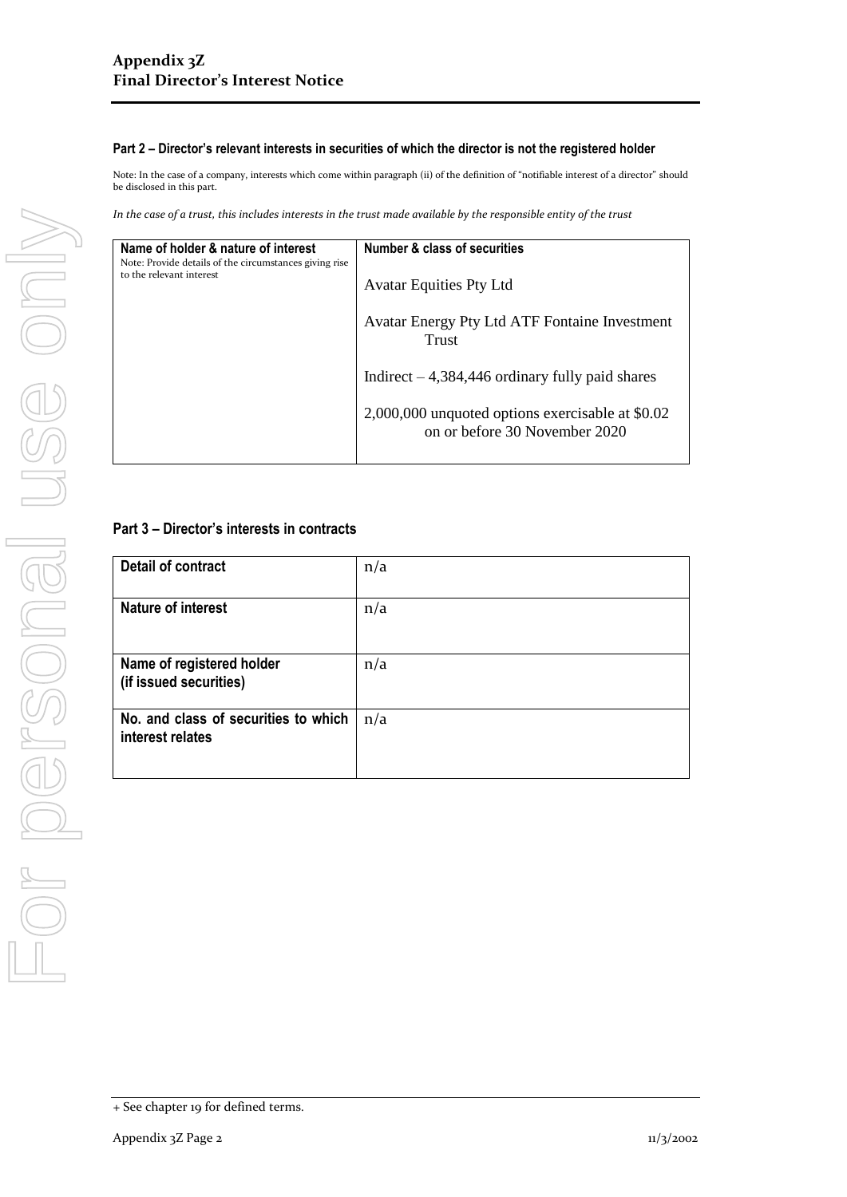## Part 2 – Director's relevant interests in securities of which the director is not the registered holder

Note: In the case of a company, interests which come within paragraph (ii) of the definition of "notifiable interest of a director" should be disclosed in this part.

*In the case of a trust, this includes interests in the trust made available by the responsible entity of the trust*

| **Name of holder & nature of interest**<br>Note: Provide details of the circumstances giving rise to the relevant interest | **Number & class of securities** |
|---|---|
| | Avatar Equities Pty Ltd<br><br>Avatar Energy Pty Ltd ATF Fontaine Investment Trust<br><br>Indirect – 4,384,446 ordinary fully paid shares<br><br>2,000,000 unquoted options exercisable at \$0.02 on or before 30 November 2020 |

## Part 3 – Director's interests in contracts

| | |
|---|---|
| **Detail of contract** | n/a |
| **Nature of interest** | n/a |
| **Name of registered holder (if issued securities)** | n/a |
| **No. and class of securities to which interest relates** | n/a |

+ See chapter 19 for defined terms.